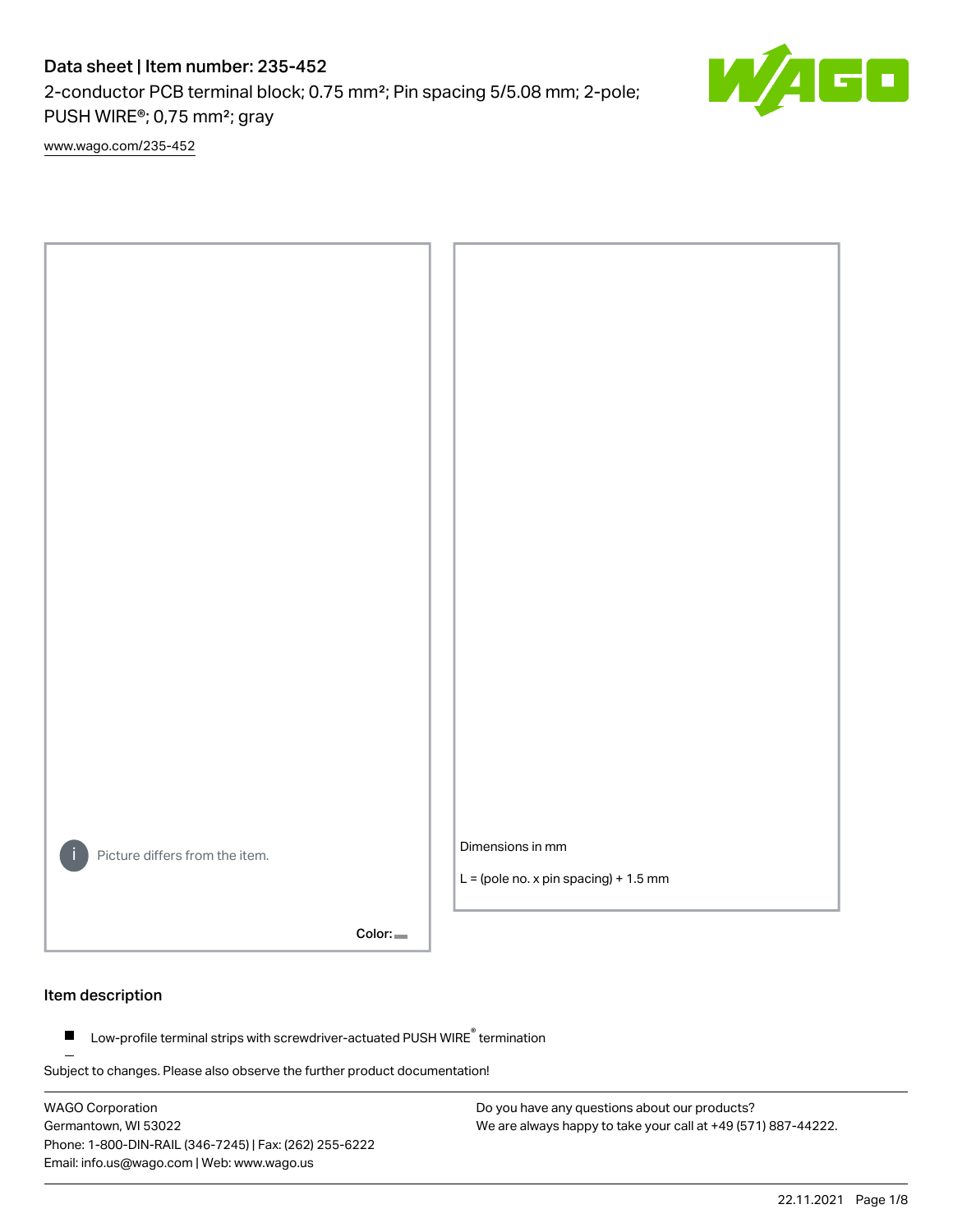# Data sheet | Item number: 235-452

2-conductor PCB terminal block; 0.75 mm²; Pin spacing 5/5.08 mm; 2-pole; PUSH WIRE®; 0,75 mm²; gray

www.wago.com/235-452

Picture differs from the item.

Color:

Dimensions in mm

L = (pole no. x pin spacing) + 1.5 mm

## Item description

- Low-profile terminal strips with screwdriver-actuated PUSH WIRE® termination

Subject to changes. Please also observe the further product documentation!

WAGO Corporation
Germantown, WI 53022
Phone: 1-800-DIN-RAIL (346-7245) | Fax: (262) 255-6222
Email: info.us@wago.com | Web: www.wago.us

Do you have any questions about our products?
We are always happy to take your call at +49 (571) 887-44222.

22.11.2021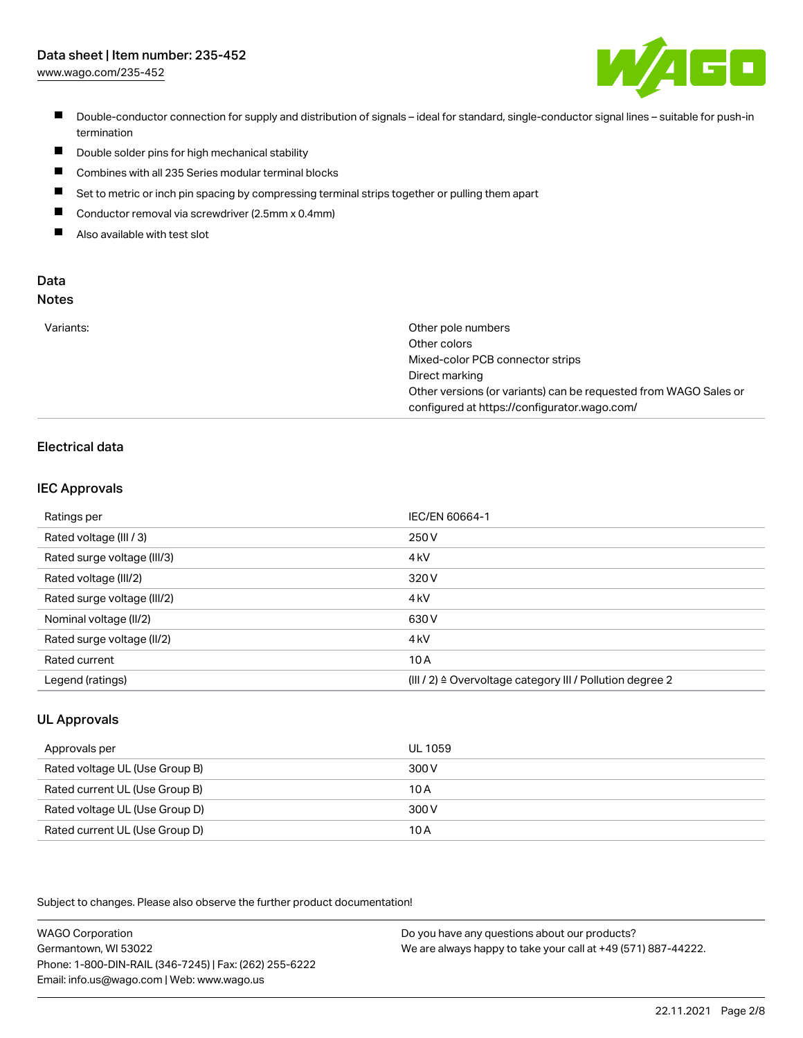- Double-conductor connection for supply and distribution of signals – ideal for standard, single-conductor signal lines – suitable for push-in termination
- Double solder pins for high mechanical stability
- Combines with all 235 Series modular terminal blocks
- Set to metric or inch pin spacing by compressing terminal strips together or pulling them apart
- Conductor removal via screwdriver (2.5mm x 0.4mm)
- Also available with test slot

## Data
### Notes

| | |
|---|---|
| Variants: | Other pole numbers<br>Other colors<br>Mixed-color PCB connector strips<br>Direct marking<br>Other versions (or variants) can be requested from WAGO Sales or configured at https://configurator.wago.com/ |

## Electrical data

### IEC Approvals

| | |
|---|---|
| Ratings per | IEC/EN 60664-1 |
| Rated voltage (III / 3) | 250 V |
| Rated surge voltage (III/3) | 4 kV |
| Rated voltage (III/2) | 320 V |
| Rated surge voltage (III/2) | 4 kV |
| Nominal voltage (II/2) | 630 V |
| Rated surge voltage (II/2) | 4 kV |
| Rated current | 10 A |
| Legend (ratings) | (III / 2) ≙ Overvoltage category III / Pollution degree 2 |

### UL Approvals

| | |
|---|---|
| Approvals per | UL 1059 |
| Rated voltage UL (Use Group B) | 300 V |
| Rated current UL (Use Group B) | 10 A |
| Rated voltage UL (Use Group D) | 300 V |
| Rated current UL (Use Group D) | 10 A |

Subject to changes. Please also observe the further product documentation!

WAGO Corporation
Germantown, WI 53022
Phone: 1-800-DIN-RAIL (346-7245) | Fax: (262) 255-6222
Email: info.us@wago.com | Web: www.wago.us

Do you have any questions about our products?
We are always happy to take your call at +49 (571) 887-44222.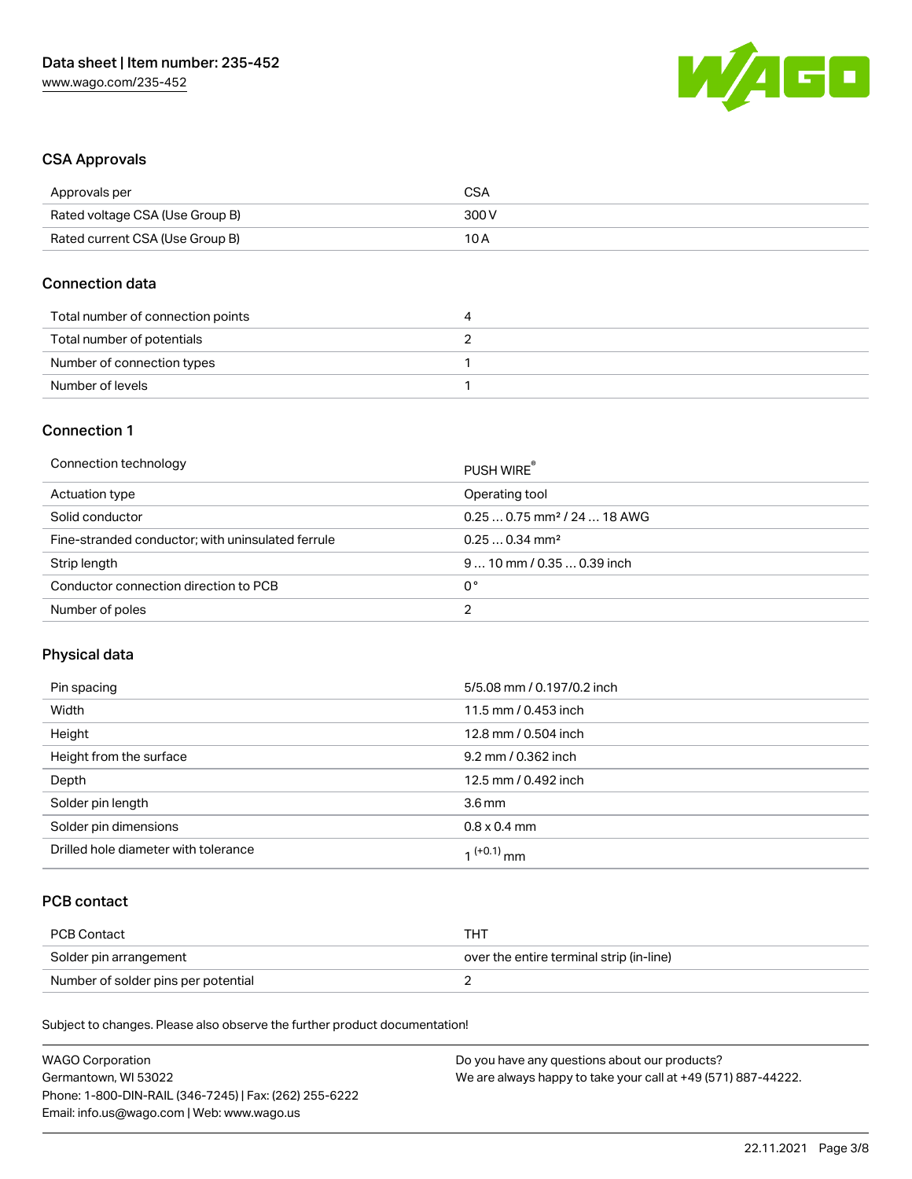## CSA Approvals

| Approvals per | CSA |
|---|---|
| Rated voltage CSA (Use Group B) | 300 V |
| Rated current CSA (Use Group B) | 10 A |

## Connection data

| Total number of connection points | 4 |
|---|---|
| Total number of potentials | 2 |
| Number of connection types | 1 |
| Number of levels | 1 |

## Connection 1

| Connection technology | PUSH WIRE® |
|---|---|
| Actuation type | Operating tool |
| Solid conductor | 0.25 … 0.75 mm² / 24 … 18 AWG |
| Fine-stranded conductor; with uninsulated ferrule | 0.25 … 0.34 mm² |
| Strip length | 9 … 10 mm / 0.35 … 0.39 inch |
| Conductor connection direction to PCB | 0° |
| Number of poles | 2 |

## Physical data

| Pin spacing | 5/5.08 mm / 0.197/0.2 inch |
|---|---|
| Width | 11.5 mm / 0.453 inch |
| Height | 12.8 mm / 0.504 inch |
| Height from the surface | 9.2 mm / 0.362 inch |
| Depth | 12.5 mm / 0.492 inch |
| Solder pin length | 3.6 mm |
| Solder pin dimensions | 0.8 x 0.4 mm |
| Drilled hole diameter with tolerance | $1^{(+0.1)}$ mm |

## PCB contact

| PCB Contact | THT |
|---|---|
| Solder pin arrangement | over the entire terminal strip (in-line) |
| Number of solder pins per potential | 2 |

Subject to changes. Please also observe the further product documentation!

WAGO Corporation
Germantown, WI 53022
Phone: 1-800-DIN-RAIL (346-7245) | Fax: (262) 255-6222
Email: info.us@wago.com | Web: www.wago.us

Do you have any questions about our products?
We are always happy to take your call at +49 (571) 887-44222.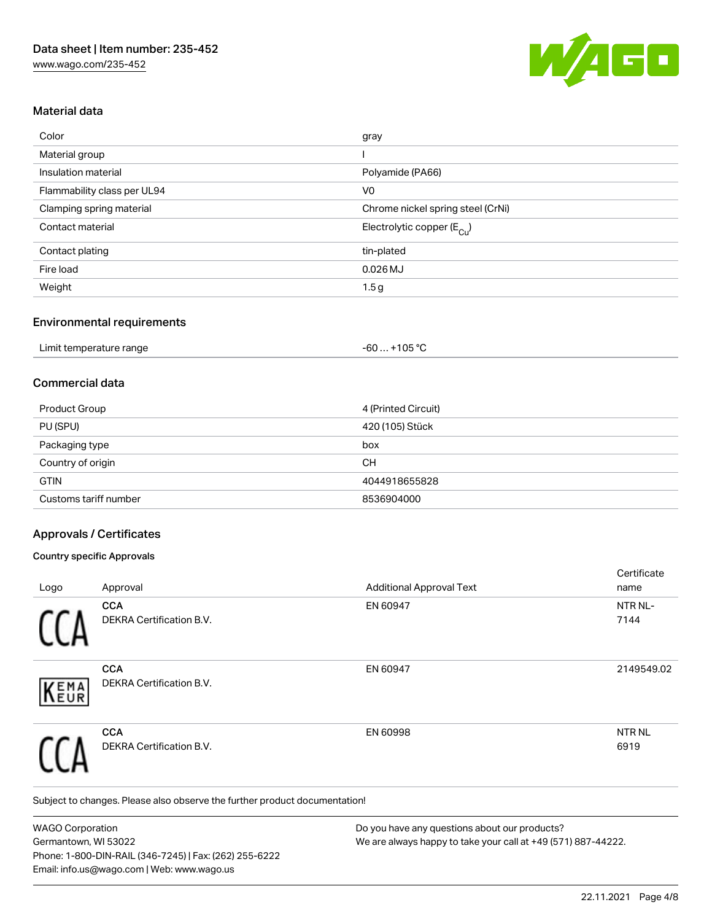## Material data

| | |
|---|---|
| Color | gray |
| Material group | I |
| Insulation material | Polyamide (PA66) |
| Flammability class per UL94 | V0 |
| Clamping spring material | Chrome nickel spring steel (CrNi) |
| Contact material | Electrolytic copper ($E_{Cu}$) |
| Contact plating | tin-plated |
| Fire load | 0.026 MJ |
| Weight | 1.5 g |

## Environmental requirements

| | |
|---|---|
| Limit temperature range | -60 … +105 °C |

## Commercial data

| | |
|---|---|
| Product Group | 4 (Printed Circuit) |
| PU (SPU) | 420 (105) Stück |
| Packaging type | box |
| Country of origin | CH |
| GTIN | 4044918655828 |
| Customs tariff number | 8536904000 |

## Approvals / Certificates

### Country specific Approvals

| Logo | Approval | Additional Approval Text | Certificate name |
|---|---|---|---|
| | **CCA** DEKRA Certification B.V. | EN 60947 | NTR NL-7144 |
| | **CCA** DEKRA Certification B.V. | EN 60947 | 2149549.02 |
| | **CCA** DEKRA Certification B.V. | EN 60998 | NTR NL 6919 |

Subject to changes. Please also observe the further product documentation!

WAGO Corporation
Germantown, WI 53022
Phone: 1-800-DIN-RAIL (346-7245) | Fax: (262) 255-6222
Email: info.us@wago.com | Web: www.wago.us

Do you have any questions about our products?
We are always happy to take your call at +49 (571) 887-44222.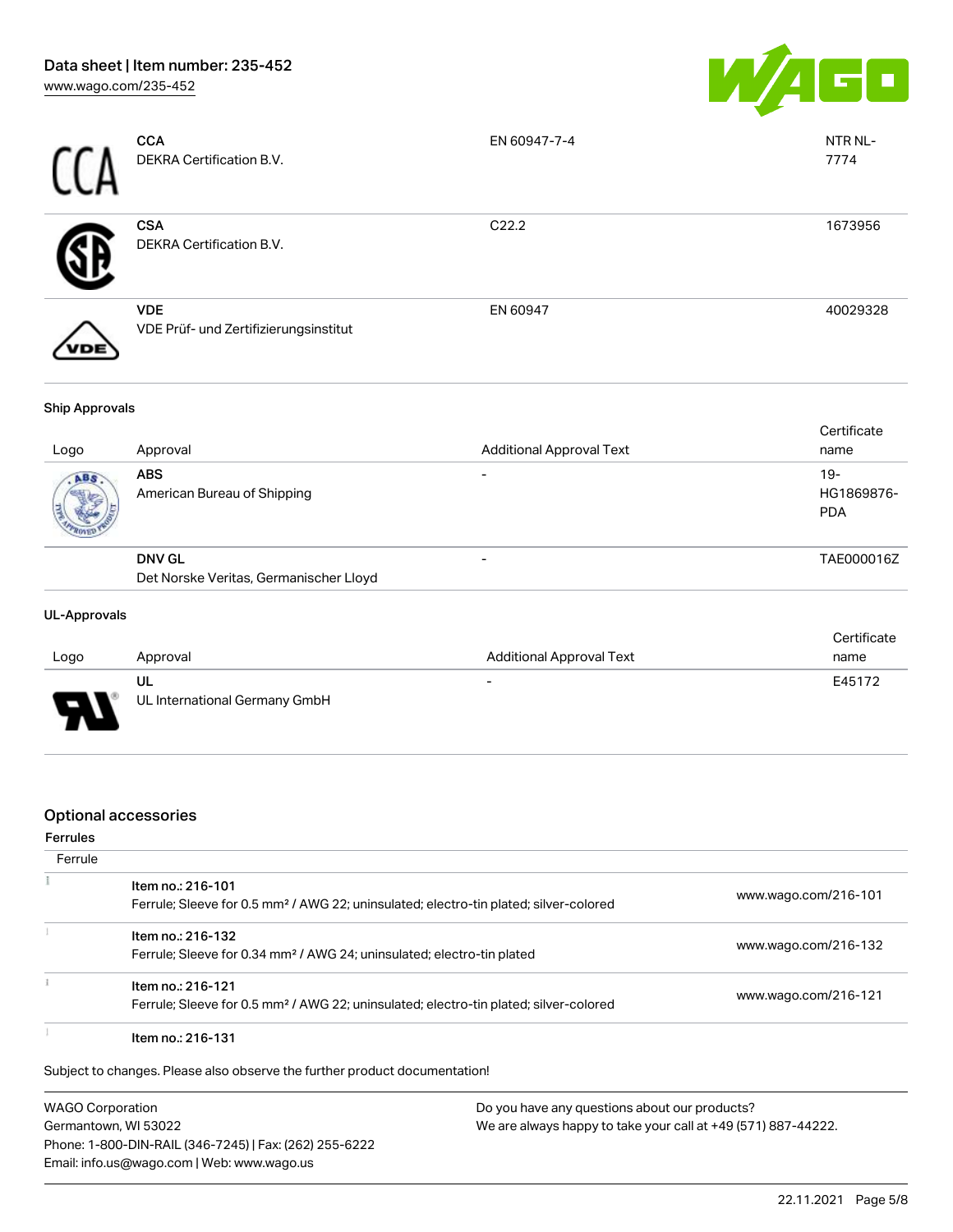| Logo | Approval | Additional Approval Text | Certificate name |
|---|---|---|---|
| | **CCA**<br>DEKRA Certification B.V. | EN 60947-7-4 | NTR NL-7774 |
| | **CSA**<br>DEKRA Certification B.V. | C22.2 | 1673956 |
| | **VDE**<br>VDE Prüf- und Zertifizierungsinstitut | EN 60947 | 40029328 |

### Ship Approvals

| Logo | Approval | Additional Approval Text | Certificate name |
|---|---|---|---|
| | **ABS**<br>American Bureau of Shipping | - | 19-HG1869876-PDA |
| | **DNV GL**<br>Det Norske Veritas, Germanischer Lloyd | - | TAE000016Z |

### UL-Approvals

| Logo | Approval | Additional Approval Text | Certificate name |
|---|---|---|---|
| | **UL**<br>UL International Germany GmbH | - | E45172 |

## Optional accessories

### Ferrules

| Ferrule | | |
|---|---|---|
| | Item no.: 216-101<br>Ferrule; Sleeve for 0.5 mm² / AWG 22; uninsulated; electro-tin plated; silver-colored | www.wago.com/216-101 |
| | Item no.: 216-132<br>Ferrule; Sleeve for 0.34 mm² / AWG 24; uninsulated; electro-tin plated | www.wago.com/216-132 |
| | Item no.: 216-121<br>Ferrule; Sleeve for 0.5 mm² / AWG 22; uninsulated; electro-tin plated; silver-colored | www.wago.com/216-121 |
| | Item no.: 216-131 | |

Subject to changes. Please also observe the further product documentation!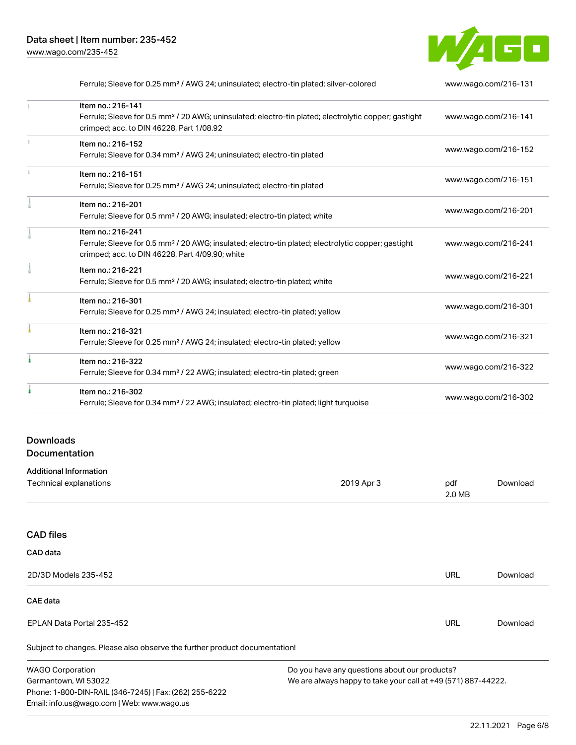| | | |
|---|---|---|
| | Ferrule; Sleeve for 0.25 mm² / AWG 24; uninsulated; electro-tin plated; silver-colored | www.wago.com/216-131 |
| | Item no.: 216-141<br>Ferrule; Sleeve for 0.5 mm² / 20 AWG; uninsulated; electro-tin plated; electrolytic copper; gastight crimped; acc. to DIN 46228, Part 1/08.92 | www.wago.com/216-141 |
| | Item no.: 216-152<br>Ferrule; Sleeve for 0.34 mm² / AWG 24; uninsulated; electro-tin plated | www.wago.com/216-152 |
| | Item no.: 216-151<br>Ferrule; Sleeve for 0.25 mm² / AWG 24; uninsulated; electro-tin plated | www.wago.com/216-151 |
| | Item no.: 216-201<br>Ferrule; Sleeve for 0.5 mm² / 20 AWG; insulated; electro-tin plated; white | www.wago.com/216-201 |
| | Item no.: 216-241<br>Ferrule; Sleeve for 0.5 mm² / 20 AWG; insulated; electro-tin plated; electrolytic copper; gastight crimped; acc. to DIN 46228, Part 4/09.90; white | www.wago.com/216-241 |
| | Item no.: 216-221<br>Ferrule; Sleeve for 0.5 mm² / 20 AWG; insulated; electro-tin plated; white | www.wago.com/216-221 |
| | Item no.: 216-301<br>Ferrule; Sleeve for 0.25 mm² / AWG 24; insulated; electro-tin plated; yellow | www.wago.com/216-301 |
| | Item no.: 216-321<br>Ferrule; Sleeve for 0.25 mm² / AWG 24; insulated; electro-tin plated; yellow | www.wago.com/216-321 |
| | Item no.: 216-322<br>Ferrule; Sleeve for 0.34 mm² / 22 AWG; insulated; electro-tin plated; green | www.wago.com/216-322 |
| | Item no.: 216-302<br>Ferrule; Sleeve for 0.34 mm² / 22 AWG; insulated; electro-tin plated; light turquoise | www.wago.com/216-302 |

## Downloads

### Documentation

**Additional Information**

| | | | |
|---|---|---|---|
| Technical explanations | 2019 Apr 3 | pdf<br>2.0 MB | Download |

### CAD files

**CAD data**

| | | |
|---|---|---|
| 2D/3D Models 235-452 | URL | Download |

**CAE data**

| | | |
|---|---|---|
| EPLAN Data Portal 235-452 | URL | Download |

Subject to changes. Please also observe the further product documentation!

WAGO Corporation
Germantown, WI 53022
Phone: 1-800-DIN-RAIL (346-7245) | Fax: (262) 255-6222
Email: info.us@wago.com | Web: www.wago.us

Do you have any questions about our products?
We are always happy to take your call at +49 (571) 887-44222.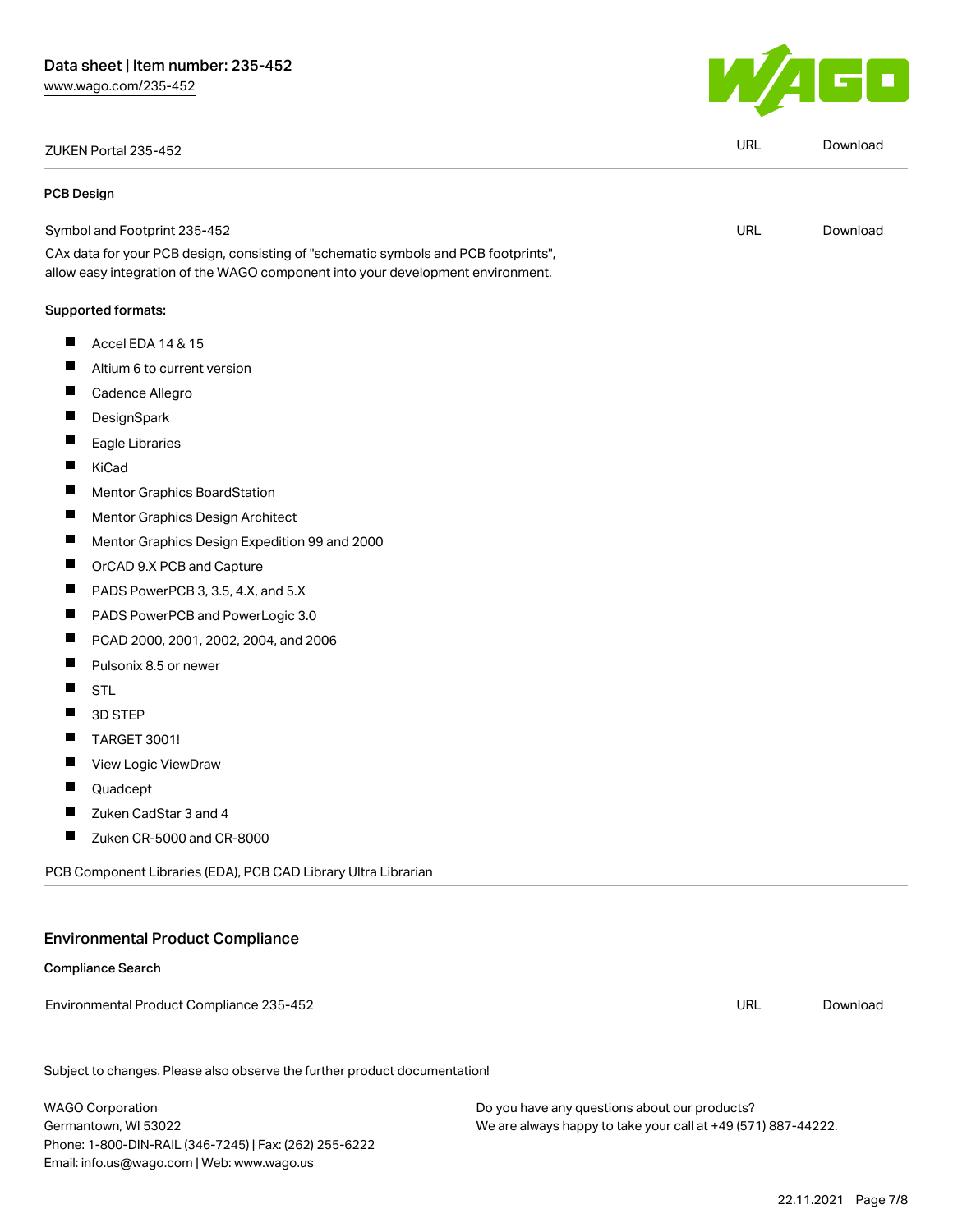| ZUKEN Portal 235-452 | URL | Download |
|---|---|---|

**PCB Design**

| Symbol and Footprint 235-452 | URL | Download |
|---|---|---|

CAx data for your PCB design, consisting of "schematic symbols and PCB footprints", allow easy integration of the WAGO component into your development environment.

Supported formats:

- Accel EDA 14 & 15
- Altium 6 to current version
- Cadence Allegro
- DesignSpark
- Eagle Libraries
- KiCad
- Mentor Graphics BoardStation
- Mentor Graphics Design Architect
- Mentor Graphics Design Expedition 99 and 2000
- OrCAD 9.X PCB and Capture
- PADS PowerPCB 3, 3.5, 4.X, and 5.X
- PADS PowerPCB and PowerLogic 3.0
- PCAD 2000, 2001, 2002, 2004, and 2006
- Pulsonix 8.5 or newer
- STL
- 3D STEP
- TARGET 3001!
- View Logic ViewDraw
- Quadcept
- Zuken CadStar 3 and 4
- Zuken CR-5000 and CR-8000

PCB Component Libraries (EDA), PCB CAD Library Ultra Librarian

## Environmental Product Compliance

**Compliance Search**

| Environmental Product Compliance 235-452 | URL | Download |
|---|---|---|

Subject to changes. Please also observe the further product documentation!

WAGO Corporation
Germantown, WI 53022
Phone: 1-800-DIN-RAIL (346-7245) | Fax: (262) 255-6222
Email: info.us@wago.com | Web: www.wago.us

Do you have any questions about our products?
We are always happy to take your call at +49 (571) 887-44222.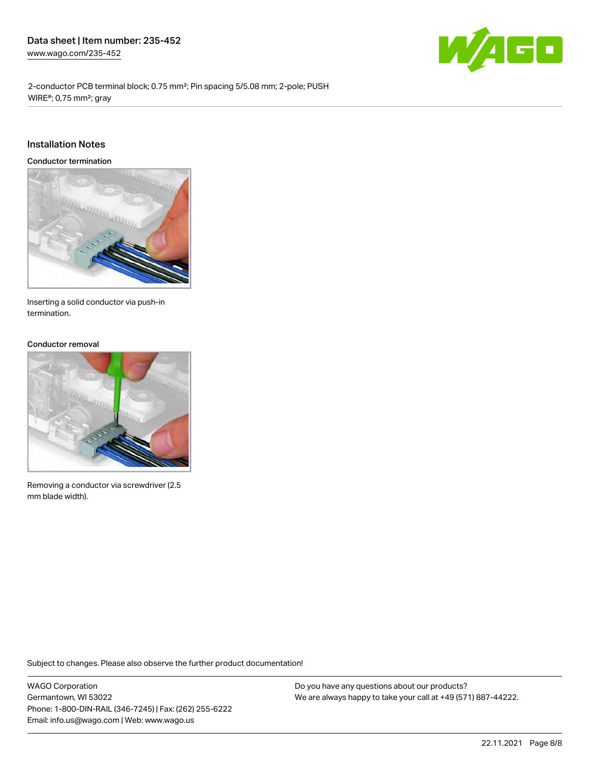## Installation Notes

### Conductor termination

Inserting a solid conductor via push-in termination.

### Conductor removal

Removing a conductor via screwdriver (2.5 mm blade width).